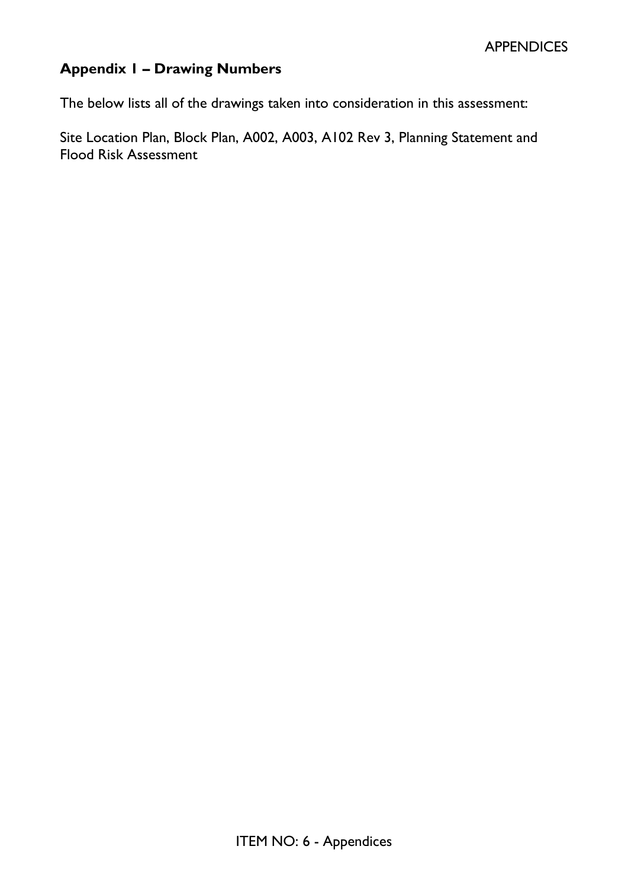## Appendix 1 – Drawing Numbers

The below lists all of the drawings taken into consideration in this assessment:

Site Location Plan, Block Plan, A002, A003, A102 Rev 3, Planning Statement and Flood Risk Assessment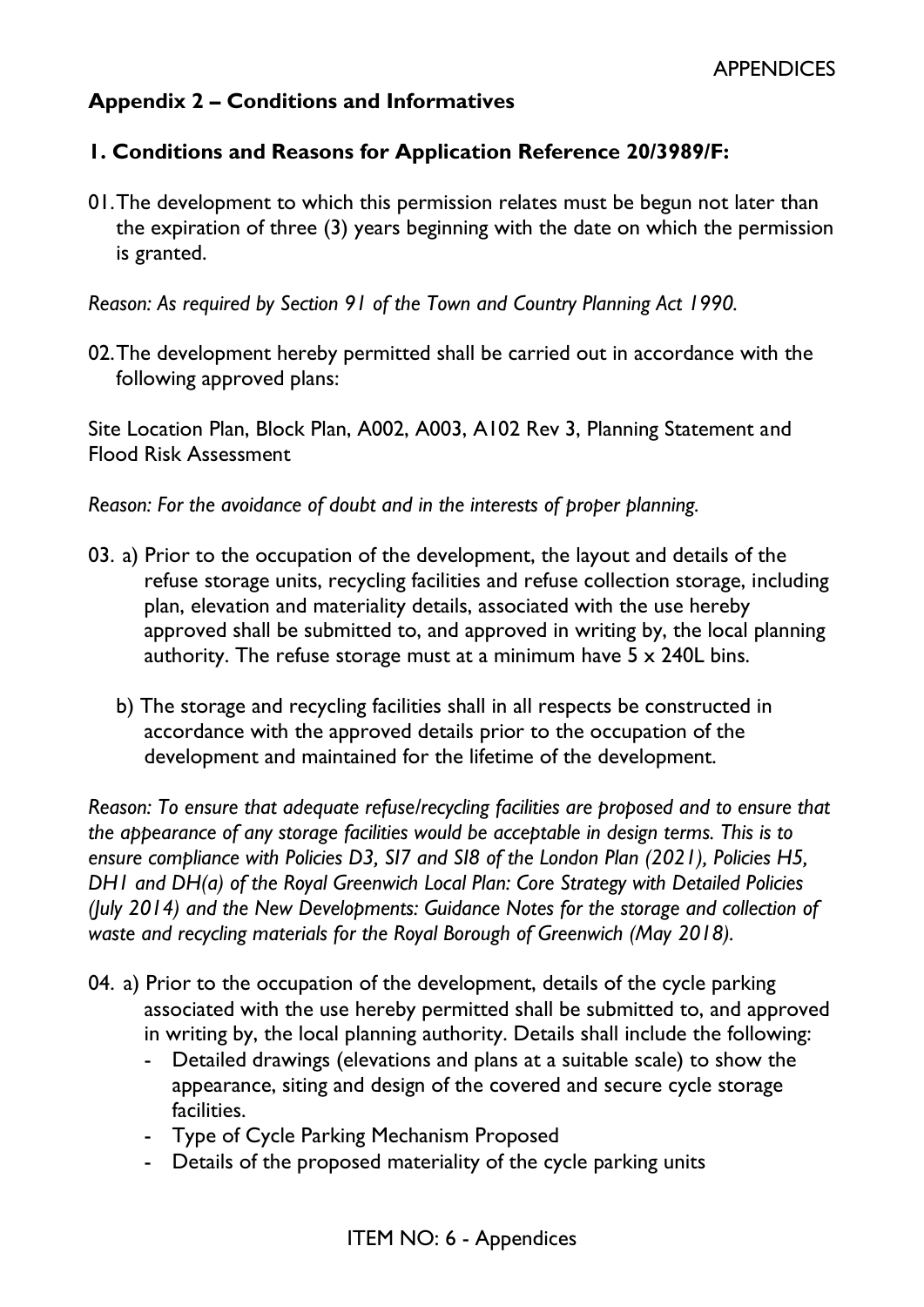**Appendix 2 – Conditions and Informatives**

**1. Conditions and Reasons for Application Reference 20/3989/F:**

01. The development to which this permission relates must be begun not later than the expiration of three (3) years beginning with the date on which the permission is granted.

*Reason: As required by Section 91 of the Town and Country Planning Act 1990.*

02. The development hereby permitted shall be carried out in accordance with the following approved plans:

Site Location Plan, Block Plan, A002, A003, A102 Rev 3, Planning Statement and Flood Risk Assessment

*Reason: For the avoidance of doubt and in the interests of proper planning.*

03. a) Prior to the occupation of the development, the layout and details of the refuse storage units, recycling facilities and refuse collection storage, including plan, elevation and materiality details, associated with the use hereby approved shall be submitted to, and approved in writing by, the local planning authority. The refuse storage must at a minimum have 5 x 240L bins.

    b) The storage and recycling facilities shall in all respects be constructed in accordance with the approved details prior to the occupation of the development and maintained for the lifetime of the development.

*Reason: To ensure that adequate refuse/recycling facilities are proposed and to ensure that the appearance of any storage facilities would be acceptable in design terms. This is to ensure compliance with Policies D3, SI7 and SI8 of the London Plan (2021), Policies H5, DH1 and DH(a) of the Royal Greenwich Local Plan: Core Strategy with Detailed Policies (July 2014) and the New Developments: Guidance Notes for the storage and collection of waste and recycling materials for the Royal Borough of Greenwich (May 2018).*

04. a) Prior to the occupation of the development, details of the cycle parking associated with the use hereby permitted shall be submitted to, and approved in writing by, the local planning authority. Details shall include the following:
    - Detailed drawings (elevations and plans at a suitable scale) to show the appearance, siting and design of the covered and secure cycle storage facilities.
    - Type of Cycle Parking Mechanism Proposed
    - Details of the proposed materiality of the cycle parking units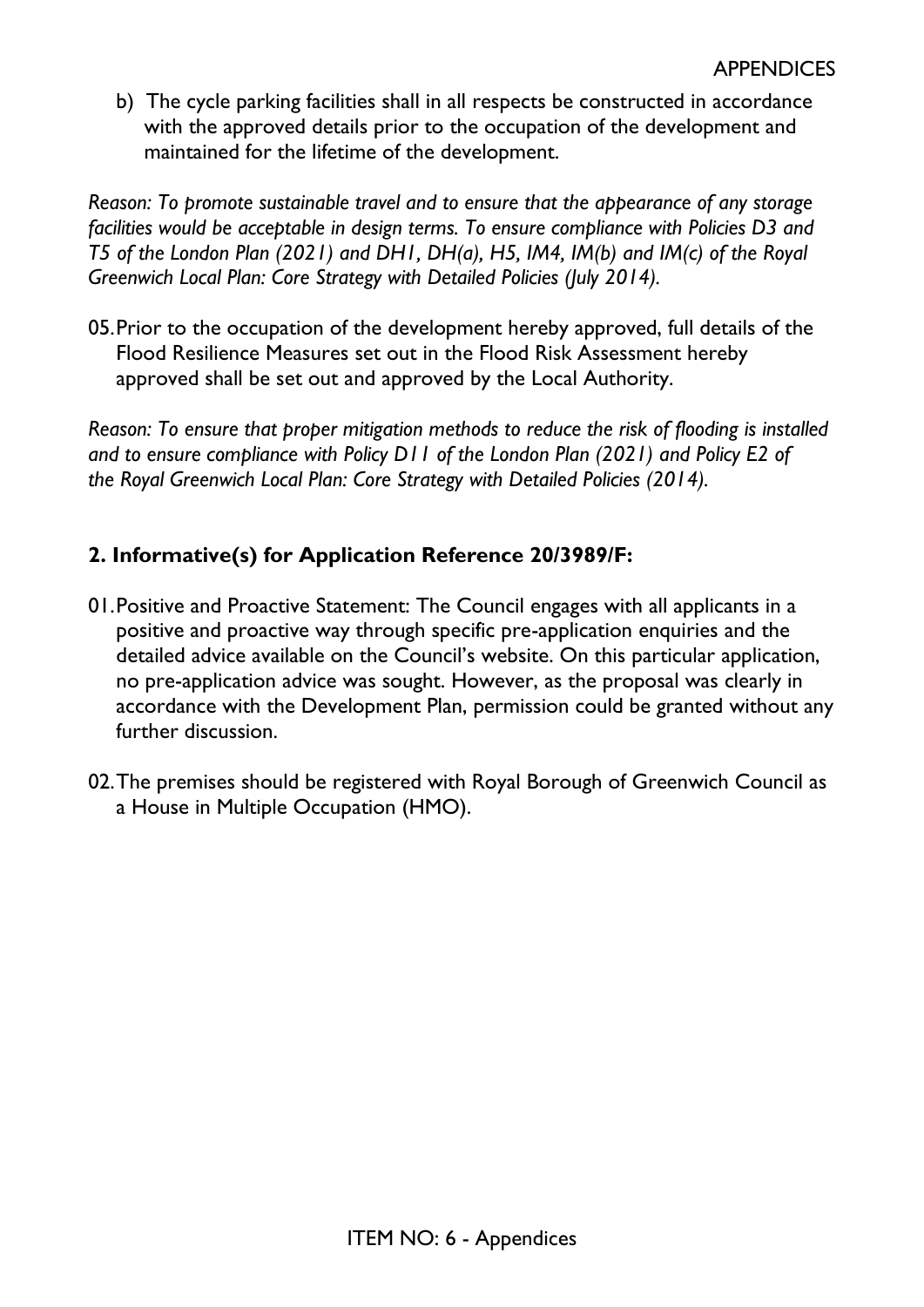b) The cycle parking facilities shall in all respects be constructed in accordance with the approved details prior to the occupation of the development and maintained for the lifetime of the development.

*Reason: To promote sustainable travel and to ensure that the appearance of any storage facilities would be acceptable in design terms. To ensure compliance with Policies D3 and T5 of the London Plan (2021) and DH1, DH(a), H5, IM4, IM(b) and IM(c) of the Royal Greenwich Local Plan: Core Strategy with Detailed Policies (July 2014).*

05. Prior to the occupation of the development hereby approved, full details of the Flood Resilience Measures set out in the Flood Risk Assessment hereby approved shall be set out and approved by the Local Authority.

*Reason: To ensure that proper mitigation methods to reduce the risk of flooding is installed and to ensure compliance with Policy D11 of the London Plan (2021) and Policy E2 of the Royal Greenwich Local Plan: Core Strategy with Detailed Policies (2014).*

## 2. Informative(s) for Application Reference 20/3989/F:

01. Positive and Proactive Statement: The Council engages with all applicants in a positive and proactive way through specific pre-application enquiries and the detailed advice available on the Council's website. On this particular application, no pre-application advice was sought. However, as the proposal was clearly in accordance with the Development Plan, permission could be granted without any further discussion.

02. The premises should be registered with Royal Borough of Greenwich Council as a House in Multiple Occupation (HMO).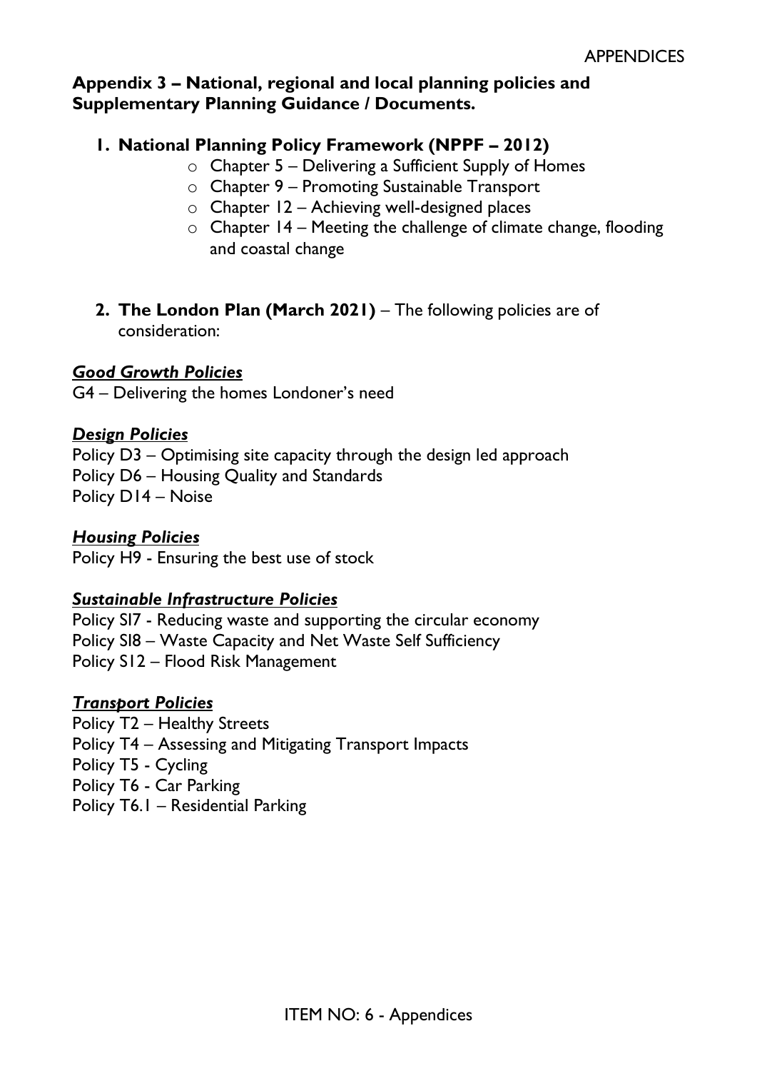## Appendix 3 – National, regional and local planning policies and Supplementary Planning Guidance / Documents.

1. **National Planning Policy Framework (NPPF – 2012)**
    - Chapter 5 – Delivering a Sufficient Supply of Homes
    - Chapter 9 – Promoting Sustainable Transport
    - Chapter 12 – Achieving well-designed places
    - Chapter 14 – Meeting the challenge of climate change, flooding and coastal change

2. **The London Plan (March 2021)** – The following policies are of consideration:

***Good Growth Policies***

G4 – Delivering the homes Londoner's need

***Design Policies***

Policy D3 – Optimising site capacity through the design led approach
Policy D6 – Housing Quality and Standards
Policy D14 – Noise

***Housing Policies***

Policy H9 - Ensuring the best use of stock

***Sustainable Infrastructure Policies***

Policy SI7 - Reducing waste and supporting the circular economy
Policy SI8 – Waste Capacity and Net Waste Self Sufficiency
Policy S12 – Flood Risk Management

***Transport Policies***

Policy T2 – Healthy Streets
Policy T4 – Assessing and Mitigating Transport Impacts
Policy T5 - Cycling
Policy T6 - Car Parking
Policy T6.1 – Residential Parking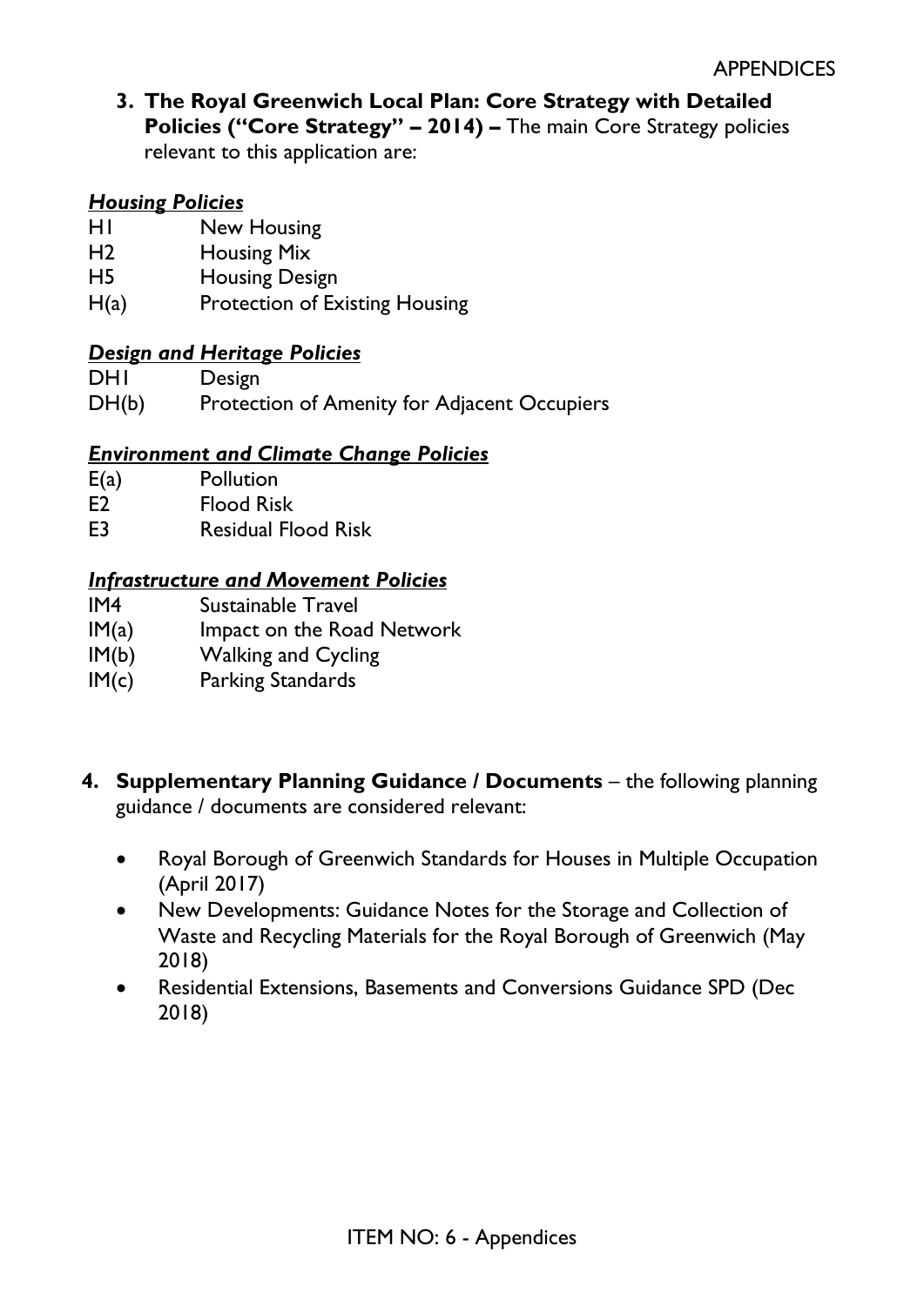3. **The Royal Greenwich Local Plan: Core Strategy with Detailed Policies ("Core Strategy" – 2014) –** The main Core Strategy policies relevant to this application are:

***Housing Policies***

| | |
|---|---|
| H1 | New Housing |
| H2 | Housing Mix |
| H5 | Housing Design |
| H(a) | Protection of Existing Housing |

***Design and Heritage Policies***

| | |
|---|---|
| DH1 | Design |
| DH(b) | Protection of Amenity for Adjacent Occupiers |

***Environment and Climate Change Policies***

| | |
|---|---|
| E(a) | Pollution |
| E2 | Flood Risk |
| E3 | Residual Flood Risk |

***Infrastructure and Movement Policies***

| | |
|---|---|
| IM4 | Sustainable Travel |
| IM(a) | Impact on the Road Network |
| IM(b) | Walking and Cycling |
| IM(c) | Parking Standards |

4. **Supplementary Planning Guidance / Documents** – the following planning guidance / documents are considered relevant:

    - Royal Borough of Greenwich Standards for Houses in Multiple Occupation (April 2017)
    - New Developments: Guidance Notes for the Storage and Collection of Waste and Recycling Materials for the Royal Borough of Greenwich (May 2018)
    - Residential Extensions, Basements and Conversions Guidance SPD (Dec 2018)